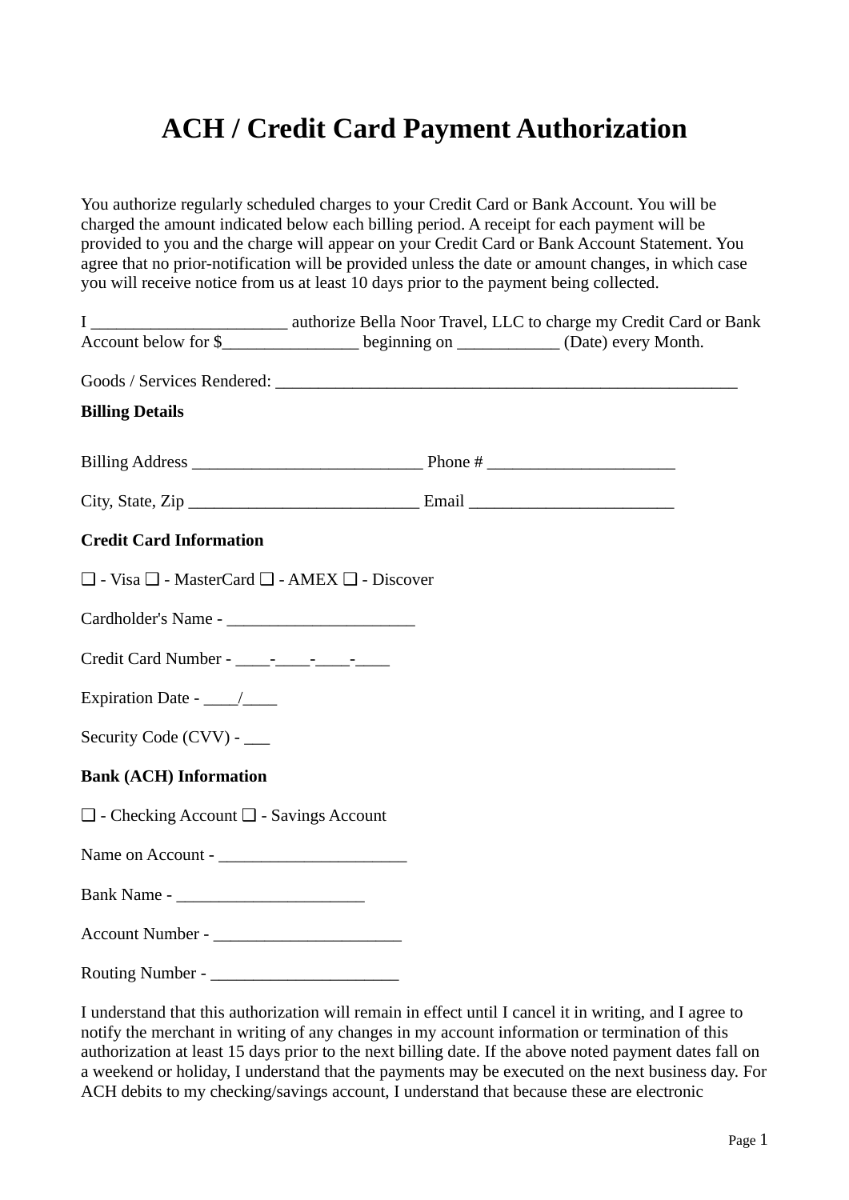# ACH / Credit Card Payment Authorization

You authorize regularly scheduled charges to your Credit Card or Bank Account. You will be charged the amount indicated below each billing period. A receipt for each payment will be provided to you and the charge will appear on your Credit Card or Bank Account Statement. You agree that no prior-notification will be provided unless the date or amount changes, in which case you will receive notice from us at least 10 days prior to the payment being collected.

I _______________________ authorize Bella Noor Travel, LLC to charge my Credit Card or Bank Account below for $________________ beginning on ____________ (Date) every Month.

Goods / Services Rendered: _______________________________________________________

**Billing Details**

Billing Address ___________________________ Phone # ______________________

City, State, Zip ___________________________ Email ________________________

**Credit Card Information**

❑ - Visa ❑ - MasterCard ❑ - AMEX ❑ - Discover

Cardholder's Name - ______________________

Credit Card Number - ____-____-____-____

Expiration Date - ____/____

Security Code (CVV) - ___

**Bank (ACH) Information**

❑ - Checking Account ❑ - Savings Account

Name on Account - ______________________

Bank Name - ______________________

Account Number - ______________________

Routing Number - ______________________

I understand that this authorization will remain in effect until I cancel it in writing, and I agree to notify the merchant in writing of any changes in my account information or termination of this authorization at least 15 days prior to the next billing date. If the above noted payment dates fall on a weekend or holiday, I understand that the payments may be executed on the next business day. For ACH debits to my checking/savings account, I understand that because these are electronic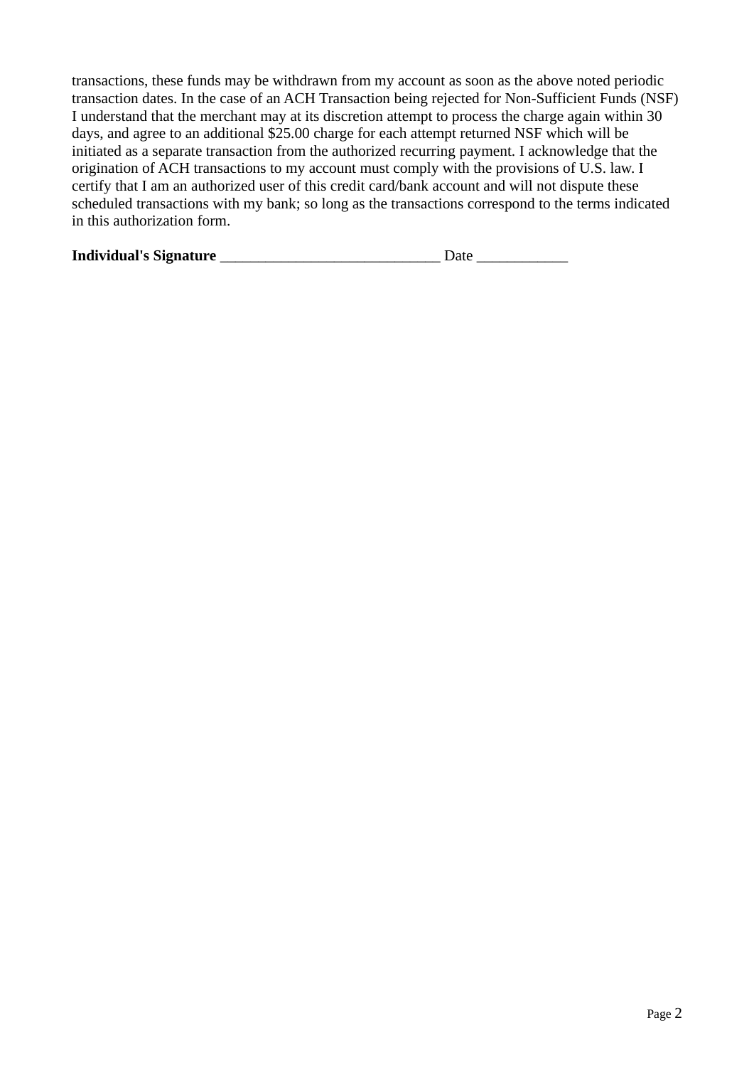transactions, these funds may be withdrawn from my account as soon as the above noted periodic transaction dates. In the case of an ACH Transaction being rejected for Non-Sufficient Funds (NSF) I understand that the merchant may at its discretion attempt to process the charge again within 30 days, and agree to an additional $25.00 charge for each attempt returned NSF which will be initiated as a separate transaction from the authorized recurring payment. I acknowledge that the origination of ACH transactions to my account must comply with the provisions of U.S. law. I certify that I am an authorized user of this credit card/bank account and will not dispute these scheduled transactions with my bank; so long as the transactions correspond to the terms indicated in this authorization form.

**Individual's Signature** _____________________________ Date ____________